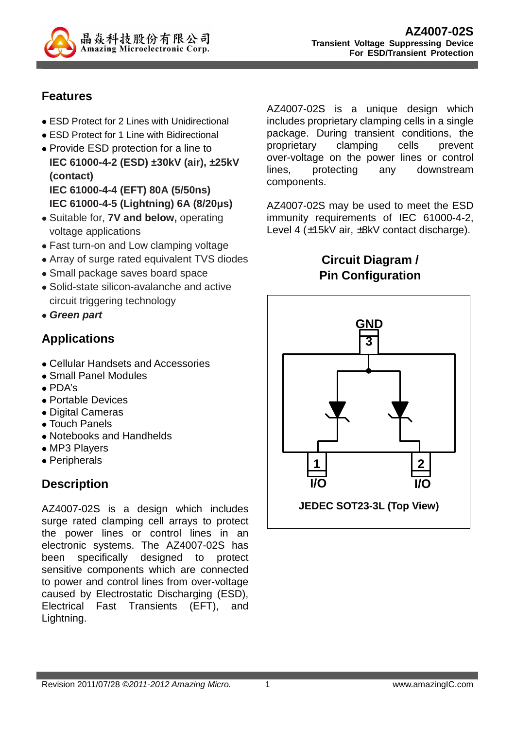# AZ4007-02S

**Transient Voltage Suppressing Device For ESD/Transient Protection**

## Features

- ESD Protect for 2 Lines with Unidirectional
- ESD Protect for 1 Line with Bidirectional
- Provide ESD protection for a line to
  **IEC 61000-4-2 (ESD) ±30kV (air), ±25kV (contact)**
  **IEC 61000-4-4 (EFT) 80A (5/50ns)**
  **IEC 61000-4-5 (Lightning) 6A (8/20μs)**
- Suitable for, **7V and below,** operating voltage applications
- Fast turn-on and Low clamping voltage
- Array of surge rated equivalent TVS diodes
- Small package saves board space
- Solid-state silicon-avalanche and active circuit triggering technology
- ***Green part***

## Applications

- Cellular Handsets and Accessories
- Small Panel Modules
- PDA's
- Portable Devices
- Digital Cameras
- Touch Panels
- Notebooks and Handhelds
- MP3 Players
- Peripherals

## Description

AZ4007-02S is a design which includes surge rated clamping cell arrays to protect the power lines or control lines in an electronic systems. The AZ4007-02S has been specifically designed to protect sensitive components which are connected to power and control lines from over-voltage caused by Electrostatic Discharging (ESD), Electrical Fast Transients (EFT), and Lightning.

AZ4007-02S is a unique design which includes proprietary clamping cells in a single package. During transient conditions, the proprietary clamping cells prevent over-voltage on the power lines or control lines, protecting any downstream components.

AZ4007-02S may be used to meet the ESD immunity requirements of IEC 61000-4-2, Level 4 (±15kV air, ±8kV contact discharge).

## Circuit Diagram / Pin Configuration

GND 3

1 I/O    2 I/O

JEDEC SOT23-3L (Top View)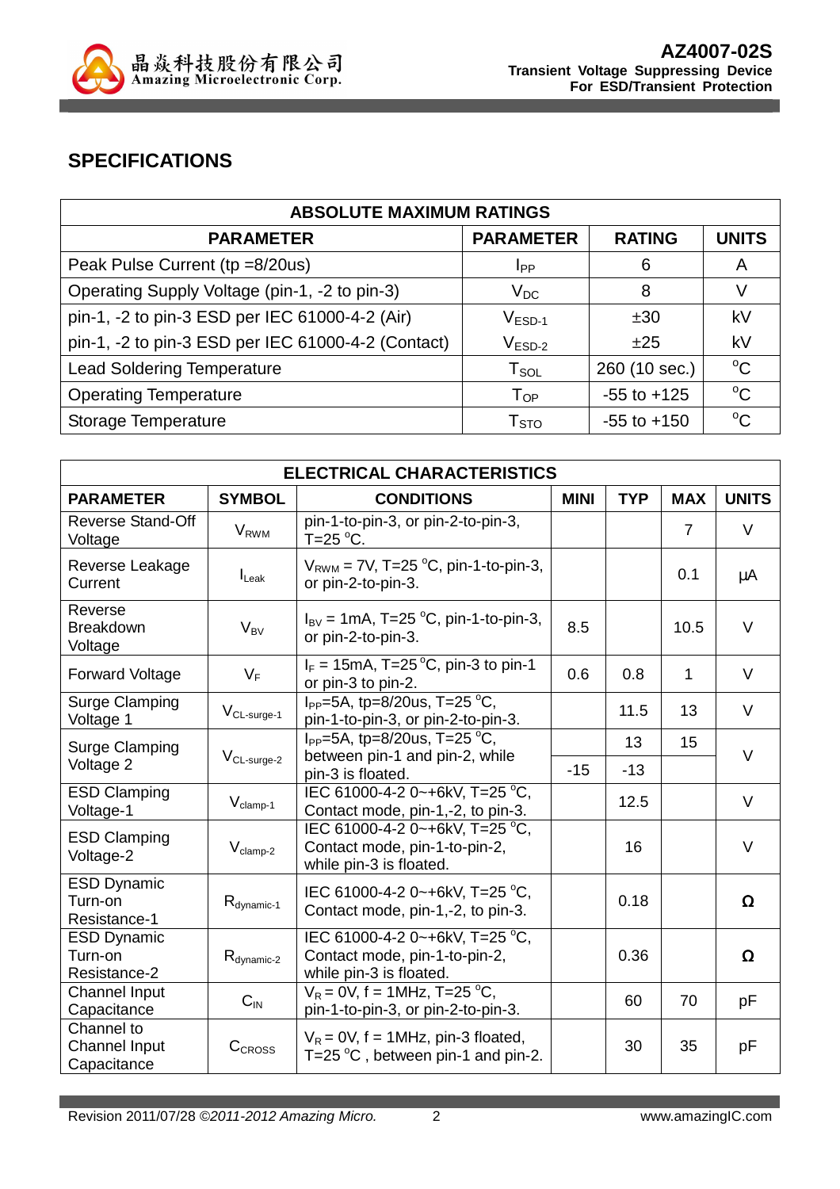## SPECIFICATIONS

| ABSOLUTE MAXIMUM RATINGS | | | |
|---|---|---|---|
| **PARAMETER** | **PARAMETER** | **RATING** | **UNITS** |
| Peak Pulse Current (tp =8/20us) | $I_{PP}$ | 6 | A |
| Operating Supply Voltage (pin-1, -2 to pin-3) | $V_{DC}$ | 8 | V |
| pin-1, -2 to pin-3 ESD per IEC 61000-4-2 (Air) | $V_{ESD-1}$ | ±30 | kV |
| pin-1, -2 to pin-3 ESD per IEC 61000-4-2 (Contact) | $V_{ESD-2}$ | ±25 | kV |
| Lead Soldering Temperature | $T_{SOL}$ | 260 (10 sec.) | $^oC$ |
| Operating Temperature | $T_{OP}$ | -55 to +125 | $^oC$ |
| Storage Temperature | $T_{STO}$ | -55 to +150 | $^oC$ |

| ELECTRICAL CHARACTERISTICS | | | | | | |
|---|---|---|---|---|---|---|
| **PARAMETER** | **SYMBOL** | **CONDITIONS** | **MINI** | **TYP** | **MAX** | **UNITS** |
| Reverse Stand-Off Voltage | $V_{RWM}$ | pin-1-to-pin-3, or pin-2-to-pin-3, T=25 $^oC$. | | | 7 | V |
| Reverse Leakage Current | $I_{Leak}$ | $V_{RWM}$ = 7V, T=25 $^oC$, pin-1-to-pin-3, or pin-2-to-pin-3. | | | 0.1 | μA |
| Reverse Breakdown Voltage | $V_{BV}$ | $I_{BV}$ = 1mA, T=25 $^oC$, pin-1-to-pin-3, or pin-2-to-pin-3. | 8.5 | | 10.5 | V |
| Forward Voltage | $V_F$ | $I_F$ = 15mA, T=25 $^oC$, pin-3 to pin-1 or pin-3 to pin-2. | 0.6 | 0.8 | 1 | V |
| Surge Clamping Voltage 1 | $V_{CL-surge-1}$ | $I_{PP}$=5A, tp=8/20us, T=25 $^oC$, pin-1-to-pin-3, or pin-2-to-pin-3. | | 11.5 | 13 | V |
| Surge Clamping Voltage 2 | $V_{CL-surge-2}$ | $I_{PP}$=5A, tp=8/20us, T=25 $^oC$, between pin-1 and pin-2, while pin-3 is floated. | | 13 | 15 | V |
| | | | -15 | -13 | | |
| ESD Clamping Voltage-1 | $V_{clamp-1}$ | IEC 61000-4-2 0~+6kV, T=25 $^oC$, Contact mode, pin-1,-2, to pin-3. | | 12.5 | | V |
| ESD Clamping Voltage-2 | $V_{clamp-2}$ | IEC 61000-4-2 0~+6kV, T=25 $^oC$, Contact mode, pin-1-to-pin-2, while pin-3 is floated. | | 16 | | V |
| ESD Dynamic Turn-on Resistance-1 | $R_{dynamic-1}$ | IEC 61000-4-2 0~+6kV, T=25 $^oC$, Contact mode, pin-1,-2, to pin-3. | | 0.18 | | Ω |
| ESD Dynamic Turn-on Resistance-2 | $R_{dynamic-2}$ | IEC 61000-4-2 0~+6kV, T=25 $^oC$, Contact mode, pin-1-to-pin-2, while pin-3 is floated. | | 0.36 | | Ω |
| Channel Input Capacitance | $C_{IN}$ | $V_R$ = 0V, f = 1MHz, T=25 $^oC$, pin-1-to-pin-3, or pin-2-to-pin-3. | | 60 | 70 | pF |
| Channel to Channel Input Capacitance | $C_{CROSS}$ | $V_R$ = 0V, f = 1MHz, pin-3 floated, T=25 $^oC$ , between pin-1 and pin-2. | | 30 | 35 | pF |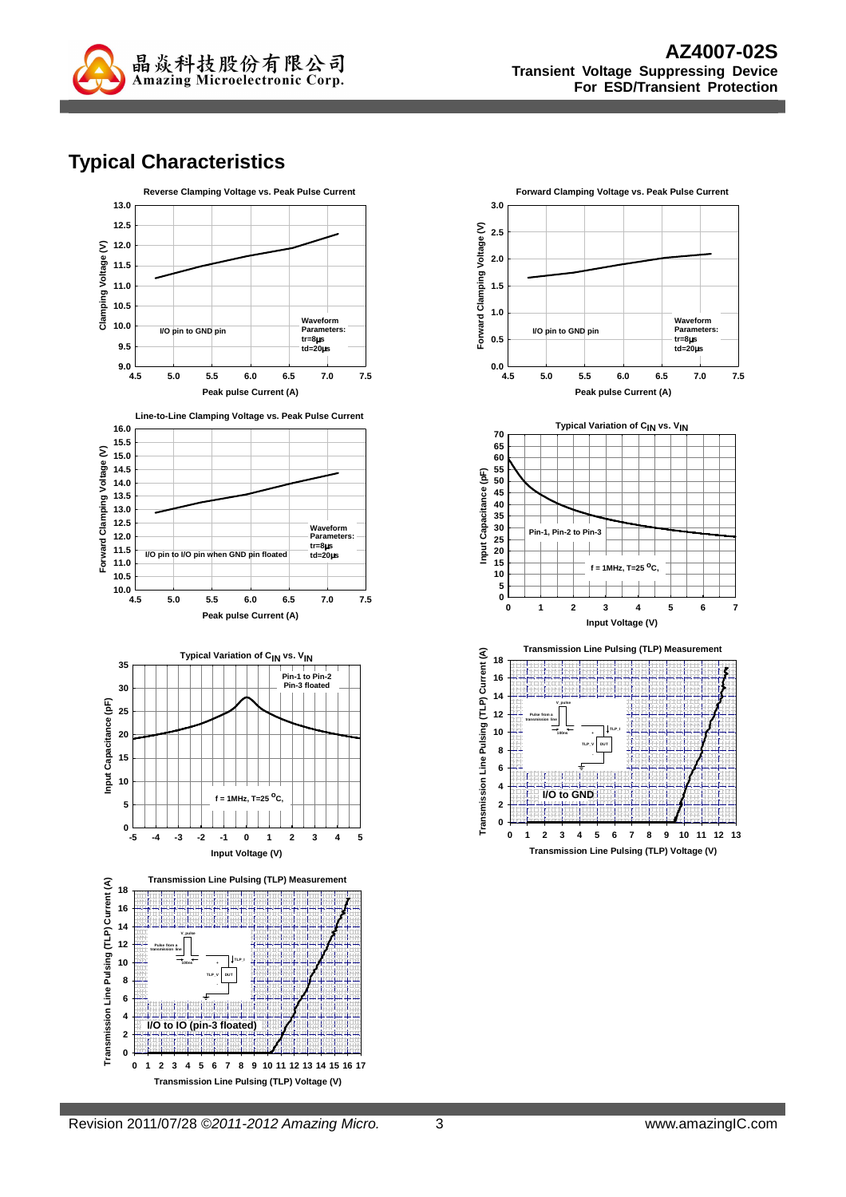## Typical Characteristics

**Reverse Clamping Voltage vs. Peak Pulse Current**

Clamping Voltage (V) vs. Peak pulse Current (A)

I/O pin to GND pin

Waveform Parameters: tr=8μs td=20μs

**Forward Clamping Voltage vs. Peak Pulse Current**

Forward Clamping Voltage (V) vs. Peak pulse Current (A)

I/O pin to GND pin

Waveform Parameters: tr=8μs td=20μs

**Line-to-Line Clamping Voltage vs. Peak Pulse Current**

Forward Clamping Voltage (V) vs. Peak pulse Current (A)

I/O pin to I/O pin when GND pin floated

Waveform Parameters: tr=8μs td=20μs

**Typical Variation of $C_{IN}$ vs. $V_{IN}$**

Input Capacitance (pF) vs. Input Voltage (V)

Pin-1, Pin-2 to Pin-3

f = 1MHz, T=25 °C,

**Typical Variation of $C_{IN}$ vs. $V_{IN}$**

Input Capacitance (pF) vs. Input Voltage (V)

Pin-1 to Pin-2, Pin-3 floated

f = 1MHz, T=25 °C,

**Transmission Line Pulsing (TLP) Measurement**

Transmission Line Pulsing (TLP) Current (A) vs. Transmission Line Pulsing (TLP) Voltage (V)

I/O to GND

**Transmission Line Pulsing (TLP) Measurement**

Transmission Line Pulsing (TLP) Current (A) vs. Transmission Line Pulsing (TLP) Voltage (V)

I/O to IO (pin-3 floated)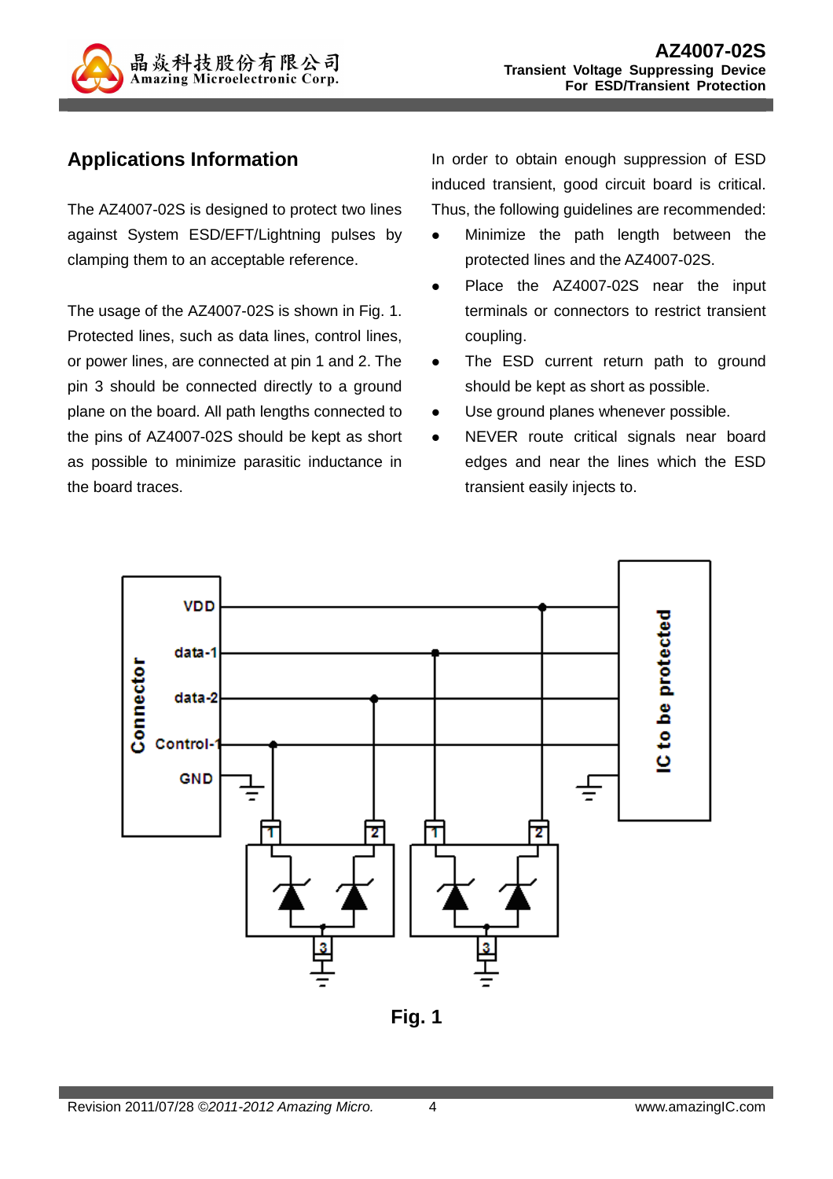## Applications Information

The AZ4007-02S is designed to protect two lines against System ESD/EFT/Lightning pulses by clamping them to an acceptable reference.

The usage of the AZ4007-02S is shown in Fig. 1. Protected lines, such as data lines, control lines, or power lines, are connected at pin 1 and 2. The pin 3 should be connected directly to a ground plane on the board. All path lengths connected to the pins of AZ4007-02S should be kept as short as possible to minimize parasitic inductance in the board traces.

In order to obtain enough suppression of ESD induced transient, good circuit board is critical. Thus, the following guidelines are recommended:

- Minimize the path length between the protected lines and the AZ4007-02S.
- Place the AZ4007-02S near the input terminals or connectors to restrict transient coupling.
- The ESD current return path to ground should be kept as short as possible.
- Use ground planes whenever possible.
- NEVER route critical signals near board edges and near the lines which the ESD transient easily injects to.

Fig. 1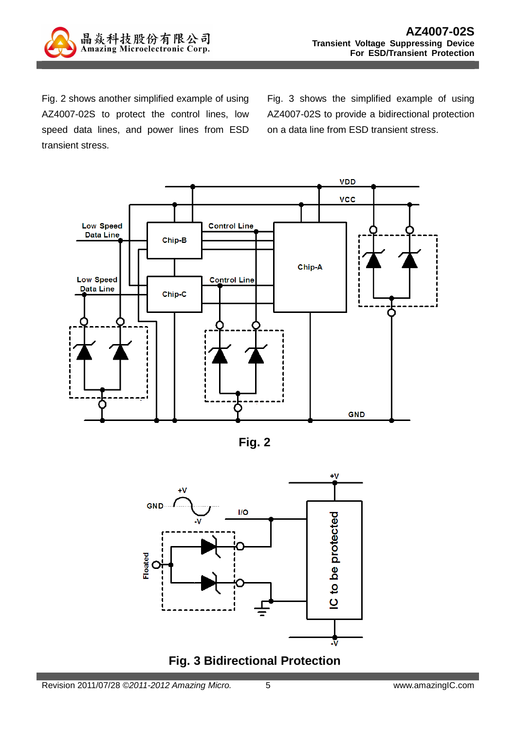Fig. 2 shows another simplified example of using AZ4007-02S to protect the control lines, low speed data lines, and power lines from ESD transient stress.

Fig. 3 shows the simplified example of using AZ4007-02S to provide a bidirectional protection on a data line from ESD transient stress.

**Fig. 2**

**Fig. 3 Bidirectional Protection**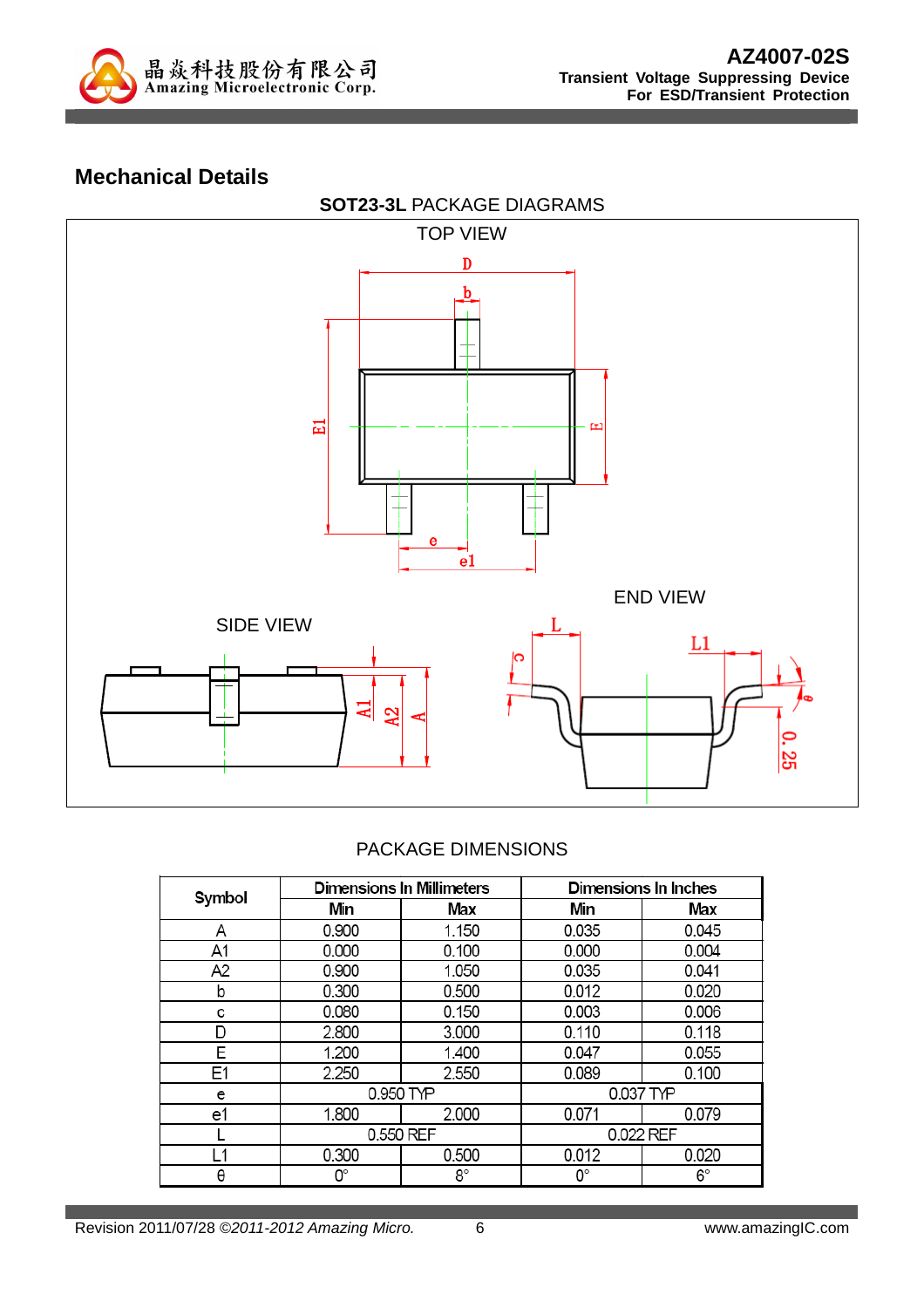## Mechanical Details

**SOT23-3L** PACKAGE DIAGRAMS

TOP VIEW

SIDE VIEW

END VIEW

PACKAGE DIMENSIONS

| Symbol | Dimensions In Millimeters | | Dimensions In Inches | |
|---|---|---|---|---|
| | Min | Max | Min | Max |
| A | 0.900 | 1.150 | 0.035 | 0.045 |
| A1 | 0.000 | 0.100 | 0.000 | 0.004 |
| A2 | 0.900 | 1.050 | 0.035 | 0.041 |
| b | 0.300 | 0.500 | 0.012 | 0.020 |
| c | 0.080 | 0.150 | 0.003 | 0.006 |
| D | 2.800 | 3.000 | 0.110 | 0.118 |
| E | 1.200 | 1.400 | 0.047 | 0.055 |
| E1 | 2.250 | 2.550 | 0.089 | 0.100 |
| e | 0.950 TYP | | 0.037 TYP | |
| e1 | 1.800 | 2.000 | 0.071 | 0.079 |
| L | 0.550 REF | | 0.022 REF | |
| L1 | 0.300 | 0.500 | 0.012 | 0.020 |
| θ | 0° | 8° | 0° | 6° |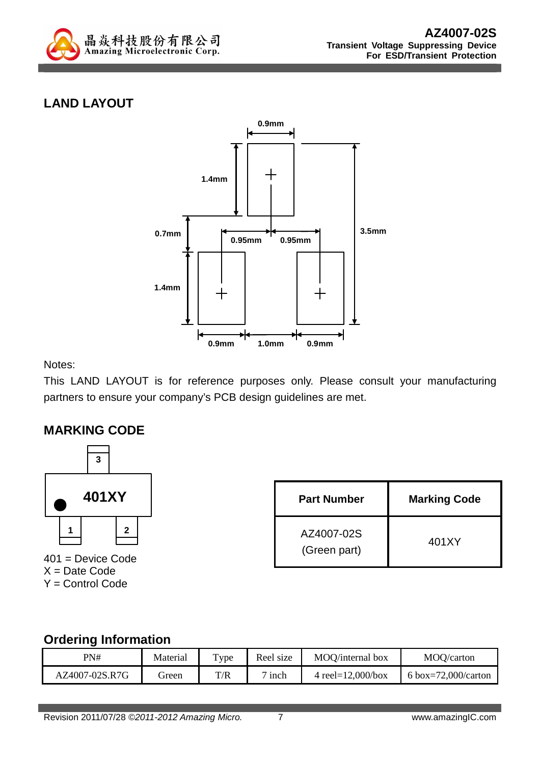## LAND LAYOUT

Notes:

This LAND LAYOUT is for reference purposes only. Please consult your manufacturing partners to ensure your company's PCB design guidelines are met.

## MARKING CODE

401 = Device Code
X = Date Code
Y = Control Code

| Part Number | Marking Code |
|---|---|
| AZ4007-02S (Green part) | 401XY |

## Ordering Information

| PN# | Material | Type | Reel size | MOQ/internal box | MOQ/carton |
|---|---|---|---|---|---|
| AZ4007-02S.R7G | Green | T/R | 7 inch | 4 reel=12,000/box | 6 box=72,000/carton |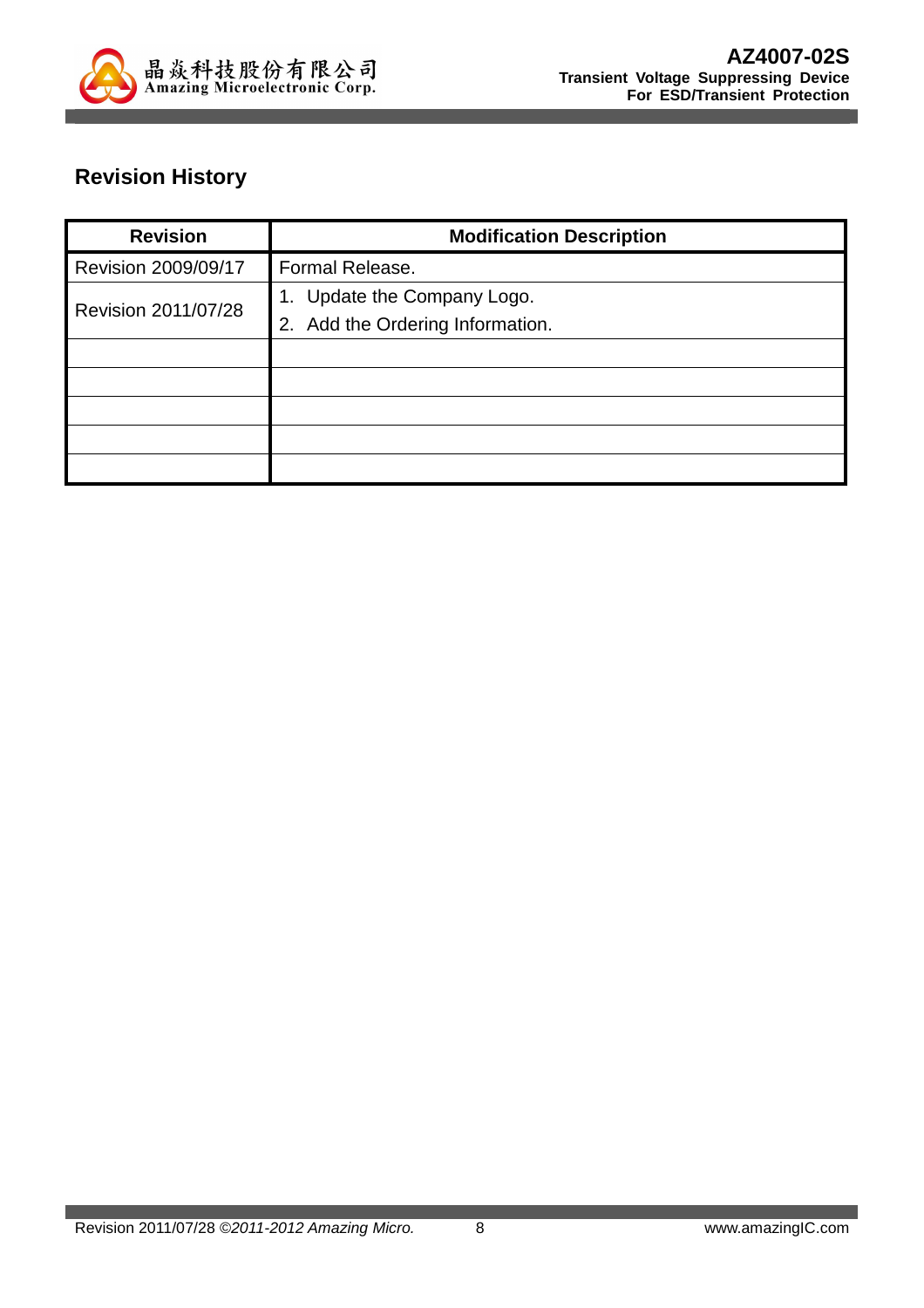## Revision History

| Revision | Modification Description |
|---|---|
| Revision 2009/09/17 | Formal Release. |
| Revision 2011/07/28 | 1. Update the Company Logo.<br>2. Add the Ordering Information. |
| | |
| | |
| | |
| | |
| | |